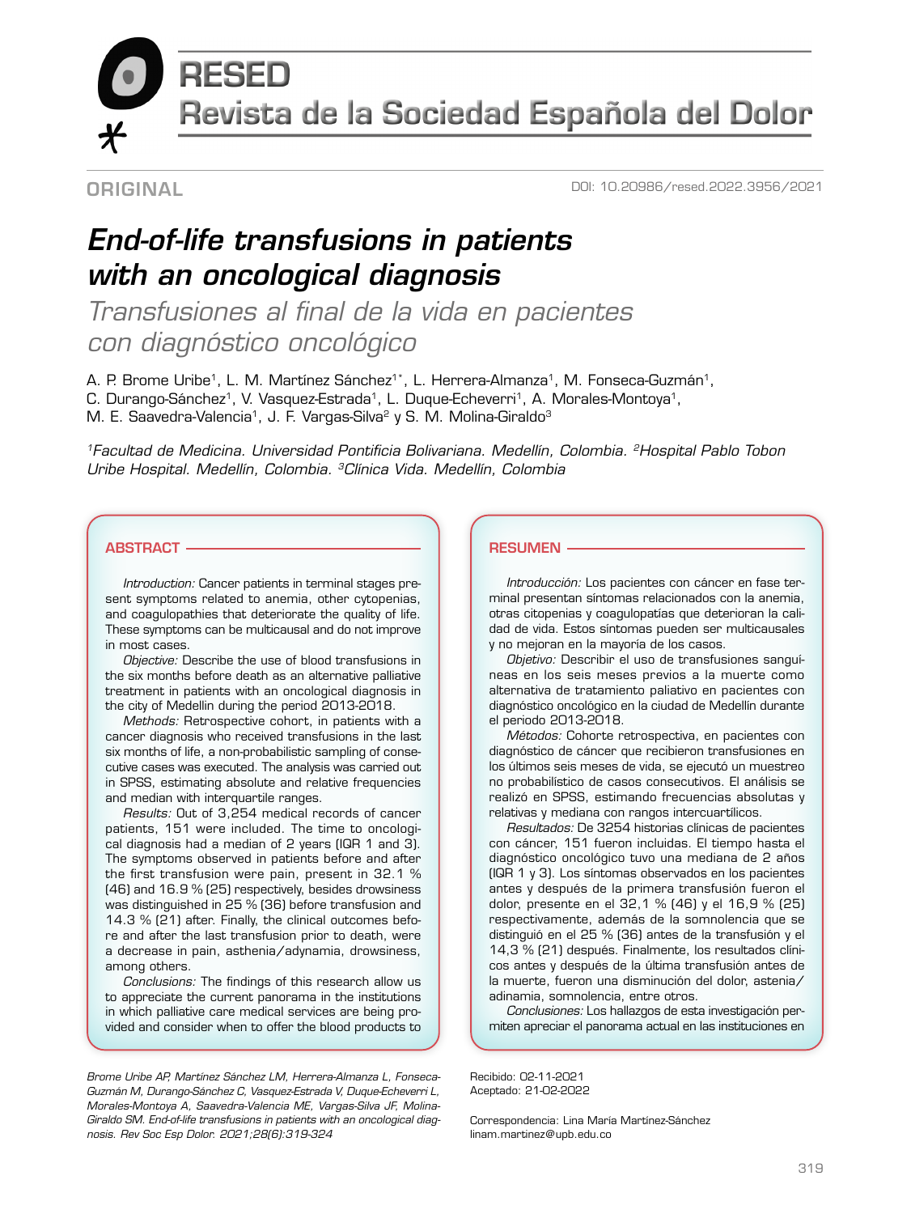ORIGINAL

DOI: 10.20986/resed.2022.3956/2021

# End-of-life transfusions in patients with an oncological diagnosis

## Transfusiones al final de la vida en pacientes con diagnóstico oncológico

A. P. Brome Uribe[1], L. M. Martínez Sánchez[1*], L. Herrera-Almanza[1], M. Fonseca-Guzmán[1], C. Durango-Sánchez[1], V. Vasquez-Estrada[1], L. Duque-Echeverri[1], A. Morales-Montoya[1], M. E. Saavedra-Valencia[1], J. F. Vargas-Silva[2] y S. M. Molina-Giraldo[3]

*[1]Facultad de Medicina. Universidad Pontificia Bolivariana. Medellín, Colombia. [2]Hospital Pablo Tobon Uribe Hospital. Medellín, Colombia. [3]Clínica Vida. Medellín, Colombia*

### ABSTRACT

*Introduction:* Cancer patients in terminal stages present symptoms related to anemia, other cytopenias, and coagulopathies that deteriorate the quality of life. These symptoms can be multicausal and do not improve in most cases.

*Objective:* Describe the use of blood transfusions in the six months before death as an alternative palliative treatment in patients with an oncological diagnosis in the city of Medellin during the period 2013-2018.

*Methods:* Retrospective cohort, in patients with a cancer diagnosis who received transfusions in the last six months of life, a non-probabilistic sampling of consecutive cases was executed. The analysis was carried out in SPSS, estimating absolute and relative frequencies and median with interquartile ranges.

*Results:* Out of 3,254 medical records of cancer patients, 151 were included. The time to oncological diagnosis had a median of 2 years (IQR 1 and 3). The symptoms observed in patients before and after the first transfusion were pain, present in 32.1 % (46) and 16.9 % (25) respectively, besides drowsiness was distinguished in 25 % (36) before transfusion and 14.3 % (21) after. Finally, the clinical outcomes before and after the last transfusion prior to death, were a decrease in pain, asthenia/adynamia, drowsiness, among others.

*Conclusions:* The findings of this research allow us to appreciate the current panorama in the institutions in which palliative care medical services are being provided and consider when to offer the blood products to

### RESUMEN

*Introducción:* Los pacientes con cáncer en fase terminal presentan síntomas relacionados con la anemia, otras citopenias y coagulopatías que deterioran la calidad de vida. Estos síntomas pueden ser multicausales y no mejoran en la mayoría de los casos.

*Objetivo:* Describir el uso de transfusiones sanguíneas en los seis meses previos a la muerte como alternativa de tratamiento paliativo en pacientes con diagnóstico oncológico en la ciudad de Medellín durante el periodo 2013-2018.

*Métodos:* Cohorte retrospectiva, en pacientes con diagnóstico de cáncer que recibieron transfusiones en los últimos seis meses de vida, se ejecutó un muestreo no probabilístico de casos consecutivos. El análisis se realizó en SPSS, estimando frecuencias absolutas y relativas y mediana con rangos intercuartílicos.

*Resultados:* De 3254 historias clínicas de pacientes con cáncer, 151 fueron incluidas. El tiempo hasta el diagnóstico oncológico tuvo una mediana de 2 años (IQR 1 y 3). Los síntomas observados en los pacientes antes y después de la primera transfusión fueron el dolor, presente en el 32,1 % (46) y el 16,9 % (25) respectivamente, además de la somnolencia que se distinguió en el 25 % (36) antes de la transfusión y el 14,3 % (21) después. Finalmente, los resultados clínicos antes y después de la última transfusión antes de la muerte, fueron una disminución del dolor, astenia/adinamia, somnolencia, entre otros.

*Conclusiones:* Los hallazgos de esta investigación permiten apreciar el panorama actual en las instituciones en

*Brome Uribe AP, Martínez Sánchez LM, Herrera-Almanza L, Fonseca-Guzmán M, Durango-Sánchez C, Vasquez-Estrada V, Duque-Echeverri L, Morales-Montoya A, Saavedra-Valencia ME, Vargas-Silva JF, Molina-Giraldo SM. End-of-life transfusions in patients with an oncological diagnosis. Rev Soc Esp Dolor. 2021;28(6):319-324*

Recibido: 02-11-2021
Aceptado: 21-02-2022

Correspondencia: Lina María Martínez-Sánchez
linam.martinez@upb.edu.co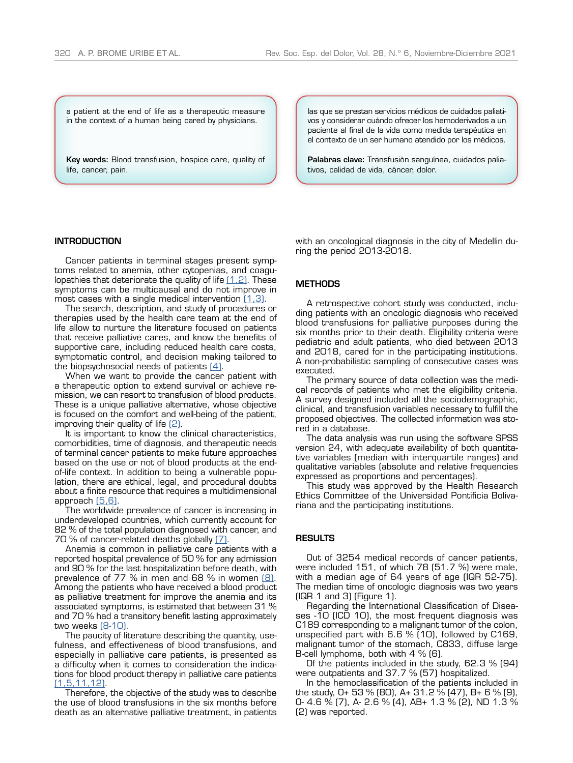a patient at the end of life as a therapeutic measure in the context of a human being cared by physicians.

**Key words:** Blood transfusion, hospice care, quality of life, cancer, pain.

las que se prestan servicios médicos de cuidados paliativos y considerar cuándo ofrecer los hemoderivados a un paciente al final de la vida como medida terapéutica en el contexto de un ser humano atendido por los médicos.

**Palabras clave:** Transfusión sanguínea, cuidados paliativos, calidad de vida, cáncer, dolor.

## INTRODUCTION

Cancer patients in terminal stages present symptoms related to anemia, other cytopenias, and coagulopathies that deteriorate the quality of life [1,2]. These symptoms can be multicausal and do not improve in most cases with a single medical intervention [1,3].

The search, description, and study of procedures or therapies used by the health care team at the end of life allow to nurture the literature focused on patients that receive palliative cares, and know the benefits of supportive care, including reduced health care costs, symptomatic control, and decision making tailored to the biopsychosocial needs of patients [4].

When we want to provide the cancer patient with a therapeutic option to extend survival or achieve remission, we can resort to transfusion of blood products. These is a unique palliative alternative, whose objective is focused on the comfort and well-being of the patient, improving their quality of life [2].

It is important to know the clinical characteristics, comorbidities, time of diagnosis, and therapeutic needs of terminal cancer patients to make future approaches based on the use or not of blood products at the end-of-life context. In addition to being a vulnerable population, there are ethical, legal, and procedural doubts about a finite resource that requires a multidimensional approach [5,6].

The worldwide prevalence of cancer is increasing in underdeveloped countries, which currently account for 82 % of the total population diagnosed with cancer, and 70 % of cancer-related deaths globally [7].

Anemia is common in palliative care patients with a reported hospital prevalence of 50 % for any admission and 90 % for the last hospitalization before death, with prevalence of 77 % in men and 68 % in women [8]. Among the patients who have received a blood product as palliative treatment for improve the anemia and its associated symptoms, is estimated that between 31 % and 70 % had a transitory benefit lasting approximately two weeks [8-10].

The paucity of literature describing the quantity, usefulness, and effectiveness of blood transfusions, and especially in palliative care patients, is presented as a difficulty when it comes to consideration the indications for blood product therapy in palliative care patients [1,5,11,12].

Therefore, the objective of the study was to describe the use of blood transfusions in the six months before death as an alternative palliative treatment, in patients with an oncological diagnosis in the city of Medellin during the period 2013-2018.

## METHODS

A retrospective cohort study was conducted, including patients with an oncologic diagnosis who received blood transfusions for palliative purposes during the six months prior to their death. Eligibility criteria were pediatric and adult patients, who died between 2013 and 2018, cared for in the participating institutions. A non-probabilistic sampling of consecutive cases was executed.

The primary source of data collection was the medical records of patients who met the eligibility criteria. A survey designed included all the sociodemographic, clinical, and transfusion variables necessary to fulfill the proposed objectives. The collected information was stored in a database.

The data analysis was run using the software SPSS version 24, with adequate availability of both quantitative variables (median with interquartile ranges) and qualitative variables (absolute and relative frequencies expressed as proportions and percentages).

This study was approved by the Health Research Ethics Committee of the Universidad Pontificia Bolivariana and the participating institutions.

## RESULTS

Out of 3254 medical records of cancer patients, were included 151, of which 78 (51.7 %) were male, with a median age of 64 years of age (IQR 52-75). The median time of oncologic diagnosis was two years (IQR 1 and 3) (Figure 1).

Regarding the International Classification of Diseases -10 (ICD 10), the most frequent diagnosis was C189 corresponding to a malignant tumor of the colon, unspecified part with 6.6 % (10), followed by C169, malignant tumor of the stomach, C833, diffuse large B-cell lymphoma, both with 4 % (6).

Of the patients included in the study, 62.3 % (94) were outpatients and 37.7 % (57) hospitalized.

In the hemoclassification of the patients included in the study, O+ 53 % (80), A+ 31.2 % (47), B+ 6 % (9), O- 4.6 % (7), A- 2.6 % (4), AB+ 1.3 % (2), ND 1.3 % (2) was reported.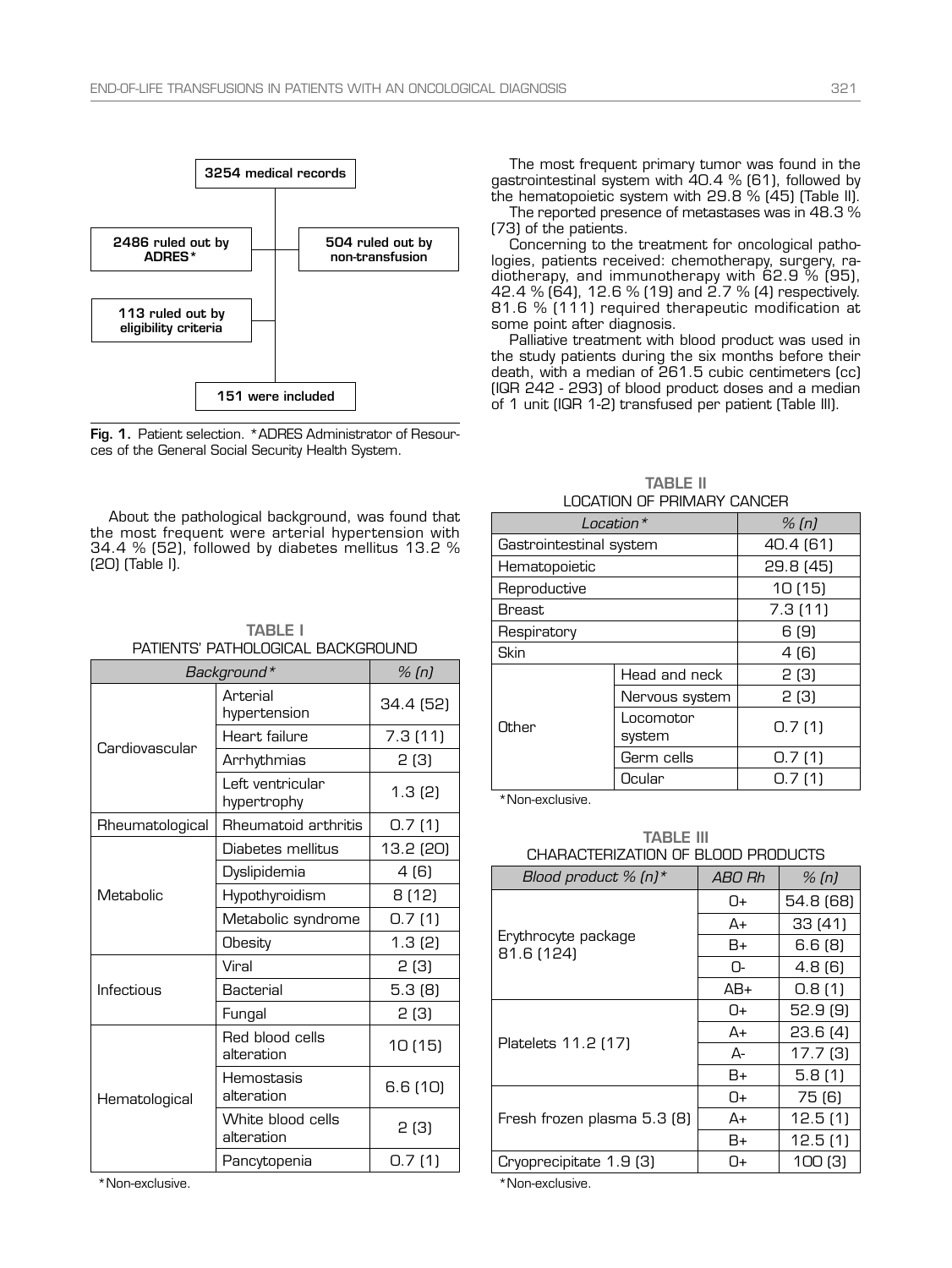3254 medical records

2486 ruled out by ADRES*

504 ruled out by non-transfusion

113 ruled out by eligibility criteria

151 were included

**Fig. 1.** Patient selection. *ADRES Administrator of Resources of the General Social Security Health System.

About the pathological background, was found that the most frequent were arterial hypertension with 34.4 % (52), followed by diabetes mellitus 13.2 % (20) (Table I).

**TABLE I**
PATIENTS' PATHOLOGICAL BACKGROUND

| Background* | | % (n) |
|---|---|---|
| Cardiovascular | Arterial hypertension | 34.4 (52) |
| | Heart failure | 7.3 (11) |
| | Arrhythmias | 2 (3) |
| | Left ventricular hypertrophy | 1.3 (2) |
| Rheumatological | Rheumatoid arthritis | 0.7 (1) |
| Metabolic | Diabetes mellitus | 13.2 (20) |
| | Dyslipidemia | 4 (6) |
| | Hypothyroidism | 8 (12) |
| | Metabolic syndrome | 0.7 (1) |
| | Obesity | 1.3 (2) |
| Infectious | Viral | 2 (3) |
| | Bacterial | 5.3 (8) |
| | Fungal | 2 (3) |
| Hematological | Red blood cells alteration | 10 (15) |
| | Hemostasis alteration | 6.6 (10) |
| | White blood cells alteration | 2 (3) |
| | Pancytopenia | 0.7 (1) |

*Non-exclusive.

The most frequent primary tumor was found in the gastrointestinal system with 40.4 % (61), followed by the hematopoietic system with 29.8 % (45) (Table II).

The reported presence of metastases was in 48.3 % (73) of the patients.

Concerning to the treatment for oncological pathologies, patients received: chemotherapy, surgery, radiotherapy, and immunotherapy with 62.9 % (95), 42.4 % (64), 12.6 % (19) and 2.7 % (4) respectively. 81.6 % (111) required therapeutic modification at some point after diagnosis.

Palliative treatment with blood product was used in the study patients during the six months before their death, with a median of 261.5 cubic centimeters (cc) (IQR 242 - 293) of blood product doses and a median of 1 unit (IQR 1-2) transfused per patient (Table III).

**TABLE II**
LOCATION OF PRIMARY CANCER

| Location* | | % (n) |
|---|---|---|
| Gastrointestinal system | | 40.4 (61) |
| Hematopoietic | | 29.8 (45) |
| Reproductive | | 10 (15) |
| Breast | | 7.3 (11) |
| Respiratory | | 6 (9) |
| Skin | | 4 (6) |
| Other | Head and neck | 2 (3) |
| | Nervous system | 2 (3) |
| | Locomotor system | 0.7 (1) |
| | Germ cells | 0.7 (1) |
| | Ocular | 0.7 (1) |

*Non-exclusive.

**TABLE III**
CHARACTERIZATION OF BLOOD PRODUCTS

| Blood product % (n)* | ABO Rh | % (n) |
|---|---|---|
| Erythrocyte package 81.6 (124) | O+ | 54.8 (68) |
| | A+ | 33 (41) |
| | B+ | 6.6 (8) |
| | O- | 4.8 (6) |
| | AB+ | 0.8 (1) |
| Platelets 11.2 (17) | O+ | 52.9 (9) |
| | A+ | 23.6 (4) |
| | A- | 17.7 (3) |
| | B+ | 5.8 (1) |
| Fresh frozen plasma 5.3 (8) | O+ | 75 (6) |
| | A+ | 12.5 (1) |
| | B+ | 12.5 (1) |
| Cryoprecipitate 1.9 (3) | O+ | 100 (3) |

*Non-exclusive.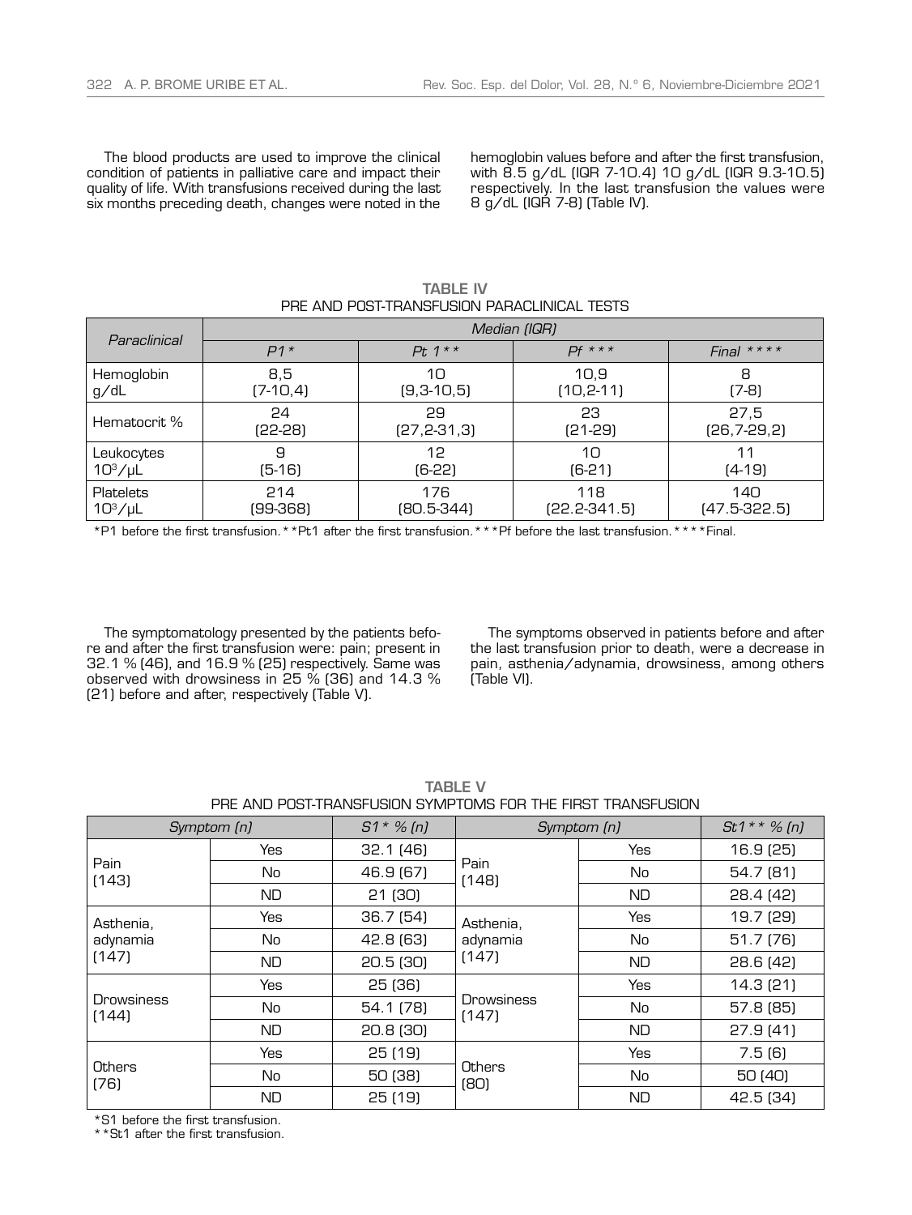The blood products are used to improve the clinical condition of patients in palliative care and impact their quality of life. With transfusions received during the last six months preceding death, changes were noted in the hemoglobin values before and after the first transfusion, with 8.5 g/dL (IQR 7-10.4) 10 g/dL (IQR 9.3-10.5) respectively. In the last transfusion the values were 8 g/dL (IQR 7-8) (Table IV).

**TABLE IV**
**PRE AND POST-TRANSFUSION PARACLINICAL TESTS**

| *Paraclinical* | *Median (IQR)* | | | |
|---|---|---|---|---|
| | *P1\** | *Pt 1\*\** | *Pf \*\*\** | *Final \*\*\*\** |
| Hemoglobin g/dL | 8,5 (7-10,4) | 10 (9,3-10,5) | 10,9 (10,2-11) | 8 (7-8) |
| Hematocrit % | 24 (22-28) | 29 (27,2-31,3) | 23 (21-29) | 27,5 (26,7-29,2) |
| Leukocytes $10^3$/µL | 9 (5-16) | 12 (6-22) | 10 (6-21) | 11 (4-19) |
| Platelets $10^3$/µL | 214 (99-368) | 176 (80.5-344) | 118 (22.2-341.5) | 140 (47.5-322.5) |

*P1 before the first transfusion. **Pt1 after the first transfusion. ***Pf before the last transfusion. ****Final.

The symptomatology presented by the patients before and after the first transfusion were: pain; present in 32.1 % (46), and 16.9 % (25) respectively. Same was observed with drowsiness in 25 % (36) and 14.3 % (21) before and after, respectively (Table V).

The symptoms observed in patients before and after the last transfusion prior to death, were a decrease in pain, asthenia/adynamia, drowsiness, among others (Table VI).

**TABLE V**
**PRE AND POST-TRANSFUSION SYMPTOMS FOR THE FIRST TRANSFUSION**

| *Symptom (n)* | | *S1\* % (n)* | *Symptom (n)* | | *St1\*\* % (n)* |
|---|---|---|---|---|---|
| Pain (143) | Yes | 32.1 (46) | Pain (148) | Yes | 16.9 (25) |
| | No | 46.9 (67) | | No | 54.7 (81) |
| | ND | 21 (30) | | ND | 28.4 (42) |
| Asthenia, adynamia (147) | Yes | 36.7 (54) | Asthenia, adynamia (147) | Yes | 19.7 (29) |
| | No | 42.8 (63) | | No | 51.7 (76) |
| | ND | 20.5 (30) | | ND | 28.6 (42) |
| Drowsiness (144) | Yes | 25 (36) | Drowsiness (147) | Yes | 14.3 (21) |
| | No | 54.1 (78) | | No | 57.8 (85) |
| | ND | 20.8 (30) | | ND | 27.9 (41) |
| Others (76) | Yes | 25 (19) | Others (80) | Yes | 7.5 (6) |
| | No | 50 (38) | | No | 50 (40) |
| | ND | 25 (19) | | ND | 42.5 (34) |

*S1 before the first transfusion.
**St1 after the first transfusion.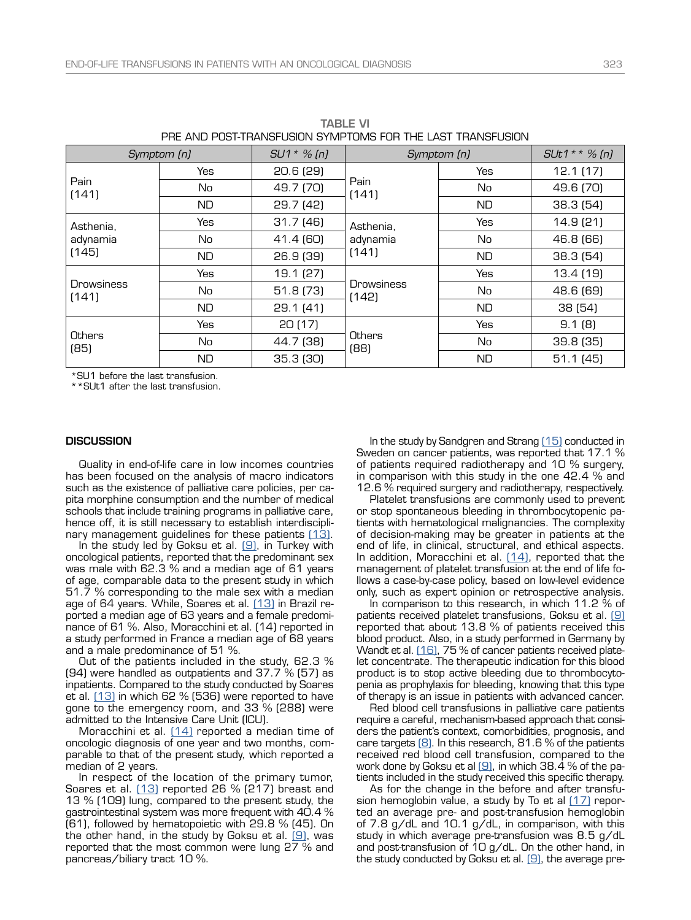**TABLE VI**
PRE AND POST-TRANSFUSION SYMPTOMS FOR THE LAST TRANSFUSION

| Symptom (n) | | SU1* % (n) | Symptom (n) | | SUt1** % (n) |
|---|---|---|---|---|---|
| Pain (141) | Yes | 20.6 (29) | Pain (141) | Yes | 12.1 (17) |
| | No | 49.7 (70) | | No | 49.6 (70) |
| | ND | 29.7 (42) | | ND | 38.3 (54) |
| Asthenia, adynamia (145) | Yes | 31.7 (46) | Asthenia, adynamia (141) | Yes | 14.9 (21) |
| | No | 41.4 (60) | | No | 46.8 (66) |
| | ND | 26.9 (39) | | ND | 38.3 (54) |
| Drowsiness (141) | Yes | 19.1 (27) | Drowsiness (142) | Yes | 13.4 (19) |
| | No | 51.8 (73) | | No | 48.6 (69) |
| | ND | 29.1 (41) | | ND | 38 (54) |
| Others (85) | Yes | 20 (17) | Others (88) | Yes | 9.1 (8) |
| | No | 44.7 (38) | | No | 39.8 (35) |
| | ND | 35.3 (30) | | ND | 51.1 (45) |

*SU1 before the last transfusion.
**SUt1 after the last transfusion.

## DISCUSSION

Quality in end-of-life care in low incomes countries has been focused on the analysis of macro indicators such as the existence of palliative care policies, per capita morphine consumption and the number of medical schools that include training programs in palliative care, hence off, it is still necessary to establish interdisciplinary management guidelines for these patients (13).

In the study led by Goksu et al. (9), in Turkey with oncological patients, reported that the predominant sex was male with 62.3 % and a median age of 61 years of age, comparable data to the present study in which 51.7 % corresponding to the male sex with a median age of 64 years. While, Soares et al. (13) in Brazil reported a median age of 63 years and a female predominance of 61 %. Also, Moracchini et al. (14) reported in a study performed in France a median age of 68 years and a male predominance of 51 %.

Out of the patients included in the study, 62.3 % (94) were handled as outpatients and 37.7 % (57) as inpatients. Compared to the study conducted by Soares et al. (13) in which 62 % (536) were reported to have gone to the emergency room, and 33 % (288) were admitted to the Intensive Care Unit (ICU).

Moracchini et al. (14) reported a median time of oncologic diagnosis of one year and two months, comparable to that of the present study, which reported a median of 2 years.

In respect of the location of the primary tumor, Soares et al. (13) reported 26 % (217) breast and 13 % (109) lung, compared to the present study, the gastrointestinal system was more frequent with 40.4 % (61), followed by hematopoietic with 29.8 % (45). On the other hand, in the study by Goksu et al. (9), was reported that the most common were lung 27 % and pancreas/biliary tract 10 %.

In the study by Sandgren and Strang (15) conducted in Sweden on cancer patients, was reported that 17.1 % of patients required radiotherapy and 10 % surgery, in comparison with this study in the one 42.4 % and 12.6 % required surgery and radiotherapy, respectively.

Platelet transfusions are commonly used to prevent or stop spontaneous bleeding in thrombocytopenic patients with hematological malignancies. The complexity of decision-making may be greater in patients at the end of life, in clinical, structural, and ethical aspects. In addition, Moracchini et al. (14), reported that the management of platelet transfusion at the end of life follows a case-by-case policy, based on low-level evidence only, such as expert opinion or retrospective analysis.

In comparison to this research, in which 11.2 % of patients received platelet transfusions, Goksu et al. (9) reported that about 13.8 % of patients received this blood product. Also, in a study performed in Germany by Wandt et al. (16), 75 % of cancer patients received platelet concentrate. The therapeutic indication for this blood product is to stop active bleeding due to thrombocytopenia as prophylaxis for bleeding, knowing that this type of therapy is an issue in patients with advanced cancer.

Red blood cell transfusions in palliative care patients require a careful, mechanism-based approach that considers the patient's context, comorbidities, prognosis, and care targets (8). In this research, 81.6 % of the patients received red blood cell transfusion, compared to the work done by Goksu et al (9), in which 38.4 % of the patients included in the study received this specific therapy.

As for the change in the before and after transfusion hemoglobin value, a study by To et al (17) reported an average pre- and post-transfusion hemoglobin of 7.8 g/dL and 10.1 g/dL, in comparison, with this study in which average pre-transfusion was 8.5 g/dL and post-transfusion of 10 g/dL. On the other hand, in the study conducted by Goksu et al. (9), the average pre-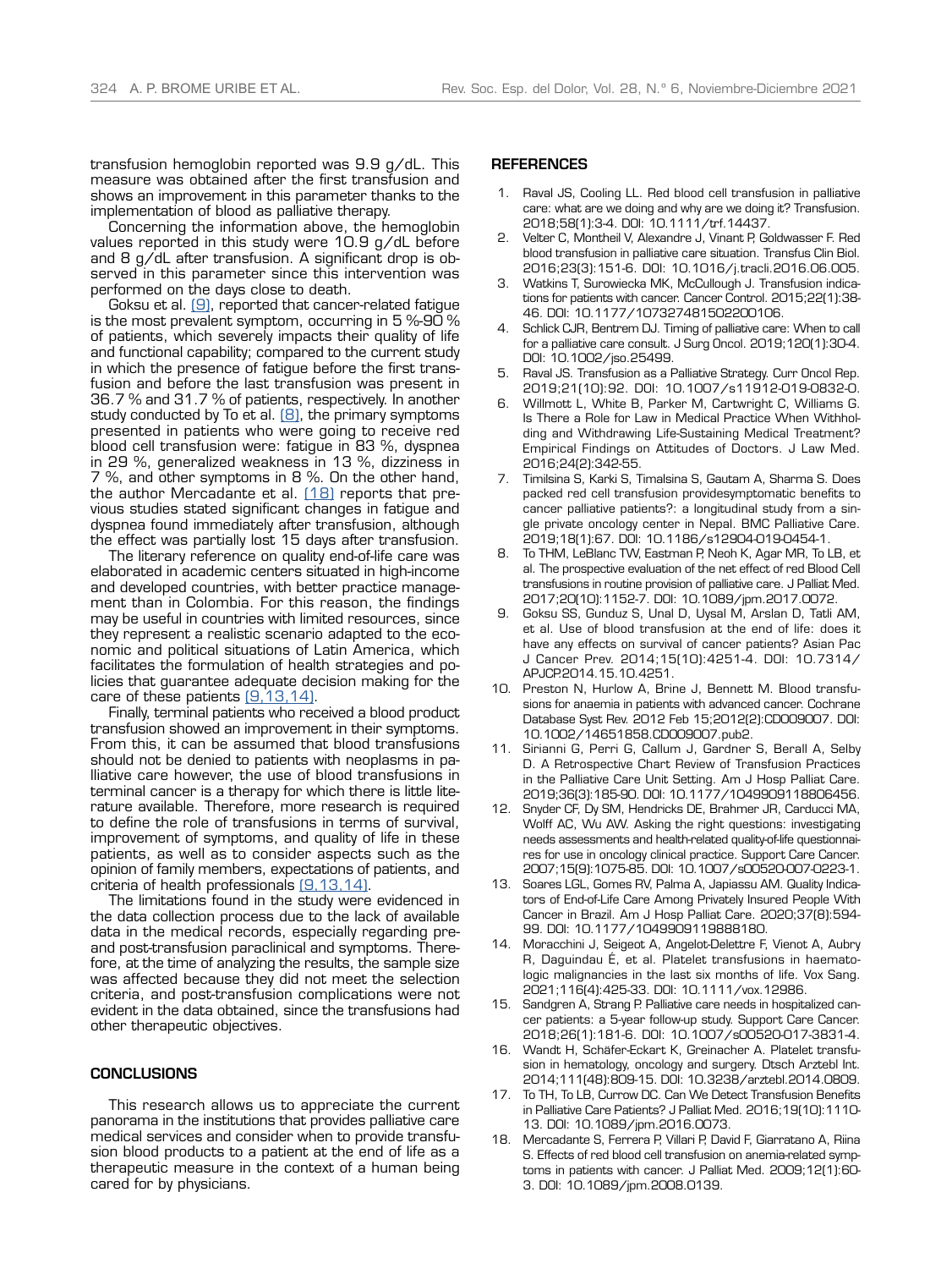transfusion hemoglobin reported was 9.9 g/dL. This measure was obtained after the first transfusion and shows an improvement in this parameter thanks to the implementation of blood as palliative therapy.

Concerning the information above, the hemoglobin values reported in this study were 10.9 g/dL before and 8 g/dL after transfusion. A significant drop is observed in this parameter since this intervention was performed on the days close to death.

Goksu et al. (9), reported that cancer-related fatigue is the most prevalent symptom, occurring in 5 %-90 % of patients, which severely impacts their quality of life and functional capability; compared to the current study in which the presence of fatigue before the first transfusion and before the last transfusion was present in 36.7 % and 31.7 % of patients, respectively. In another study conducted by To et al. (8), the primary symptoms presented in patients who were going to receive red blood cell transfusion were: fatigue in 83 %, dyspnea in 29 %, generalized weakness in 13 %, dizziness in 7 %, and other symptoms in 8 %. On the other hand, the author Mercadante et al. (18) reports that previous studies stated significant changes in fatigue and dyspnea found immediately after transfusion, although the effect was partially lost 15 days after transfusion.

The literary reference on quality end-of-life care was elaborated in academic centers situated in high-income and developed countries, with better practice management than in Colombia. For this reason, the findings may be useful in countries with limited resources, since they represent a realistic scenario adapted to the economic and political situations of Latin America, which facilitates the formulation of health strategies and policies that guarantee adequate decision making for the care of these patients (9,13,14).

Finally, terminal patients who received a blood product transfusion showed an improvement in their symptoms. From this, it can be assumed that blood transfusions should not be denied to patients with neoplasms in palliative care however, the use of blood transfusions in terminal cancer is a therapy for which there is little literature available. Therefore, more research is required to define the role of transfusions in terms of survival, improvement of symptoms, and quality of life in these patients, as well as to consider aspects such as the opinion of family members, expectations of patients, and criteria of health professionals (9,13,14).

The limitations found in the study were evidenced in the data collection process due to the lack of available data in the medical records, especially regarding pre- and post-transfusion paraclinical and symptoms. Therefore, at the time of analyzing the results, the sample size was affected because they did not meet the selection criteria, and post-transfusion complications were not evident in the data obtained, since the transfusions had other therapeutic objectives.

## CONCLUSIONS

This research allows us to appreciate the current panorama in the institutions that provides palliative care medical services and consider when to provide transfusion blood products to a patient at the end of life as a therapeutic measure in the context of a human being cared for by physicians.

## REFERENCES

1. Raval JS, Cooling LL. Red blood cell transfusion in palliative care: what are we doing and why are we doing it? Transfusion. 2018;58(1):3-4. DOI: 10.1111/trf.14437.
2. Velter C, Montheil V, Alexandre J, Vinant P, Goldwasser F. Red blood transfusion in palliative care situation. Transfus Clin Biol. 2016;23(3):151-6. DOI: 10.1016/j.tracli.2016.06.005.
3. Watkins T, Surowiecka MK, McCullough J. Transfusion indications for patients with cancer. Cancer Control. 2015;22(1):38-46. DOI: 10.1177/107327481502200106.
4. Schlick CJR, Bentrem DJ. Timing of palliative care: When to call for a palliative care consult. J Surg Oncol. 2019;120(1):30-4. DOI: 10.1002/jso.25499.
5. Raval JS. Transfusion as a Palliative Strategy. Curr Oncol Rep. 2019;21(10):92. DOI: 10.1007/s11912-019-0832-0.
6. Willmott L, White B, Parker M, Cartwright C, Williams G. Is There a Role for Law in Medical Practice When Withholding and Withdrawing Life-Sustaining Medical Treatment? Empirical Findings on Attitudes of Doctors. J Law Med. 2016;24(2):342-55.
7. Timilsina S, Karki S, Timalsina S, Gautam A, Sharma S. Does packed red cell transfusion providesymptomatic benefits to cancer palliative patients?: a longitudinal study from a single private oncology center in Nepal. BMC Palliative Care. 2019;18(1):67. DOI: 10.1186/s12904-019-0454-1.
8. To THM, LeBlanc TW, Eastman P, Neoh K, Agar MR, To LB, et al. The prospective evaluation of the net effect of red Blood Cell transfusions in routine provision of palliative care. J Palliat Med. 2017;20(10):1152-7. DOI: 10.1089/jpm.2017.0072.
9. Goksu SS, Gunduz S, Unal D, Uysal M, Arslan D, Tatli AM, et al. Use of blood transfusion at the end of life: does it have any effects on survival of cancer patients? Asian Pac J Cancer Prev. 2014;15(10):4251-4. DOI: 10.7314/APJCP.2014.15.10.4251.
10. Preston N, Hurlow A, Brine J, Bennett M. Blood transfusions for anaemia in patients with advanced cancer. Cochrane Database Syst Rev. 2012 Feb 15;2012(2):CD009007. DOI: 10.1002/14651858.CD009007.pub2.
11. Sirianni G, Perri G, Callum J, Gardner S, Berall A, Selby D. A Retrospective Chart Review of Transfusion Practices in the Palliative Care Unit Setting. Am J Hosp Palliat Care. 2019;36(3):185-90. DOI: 10.1177/1049909118806456.
12. Snyder CF, Dy SM, Hendricks DE, Brahmer JR, Carducci MA, Wolff AC, Wu AW. Asking the right questions: investigating needs assessments and health-related quality-of-life questionnaires for use in oncology clinical practice. Support Care Cancer. 2007;15(9):1075-85. DOI: 10.1007/s00520-007-0223-1.
13. Soares LGL, Gomes RV, Palma A, Japiassu AM. Quality Indicators of End-of-Life Care Among Privately Insured People With Cancer in Brazil. Am J Hosp Palliat Care. 2020;37(8):594-99. DOI: 10.1177/1049909119888180.
14. Moracchini J, Seigeot A, Angelot-Delettre F, Vienot A, Aubry R, Daguindau É, et al. Platelet transfusions in haematologic malignancies in the last six months of life. Vox Sang. 2021;116(4):425-33. DOI: 10.1111/vox.12986.
15. Sandgren A, Strang P. Palliative care needs in hospitalized cancer patients: a 5-year follow-up study. Support Care Cancer. 2018;26(1):181-6. DOI: 10.1007/s00520-017-3831-4.
16. Wandt H, Schäfer-Eckart K, Greinacher A. Platelet transfusion in hematology, oncology and surgery. Dtsch Arztebl Int. 2014;111(48):809-15. DOI: 10.3238/arztebl.2014.0809.
17. To TH, To LB, Currow DC. Can We Detect Transfusion Benefits in Palliative Care Patients? J Palliat Med. 2016;19(10):1110-13. DOI: 10.1089/jpm.2016.0073.
18. Mercadante S, Ferrera P, Villari P, David F, Giarratano A, Riina S. Effects of red blood cell transfusion on anemia-related symptoms in patients with cancer. J Palliat Med. 2009;12(1):60-3. DOI: 10.1089/jpm.2008.0139.